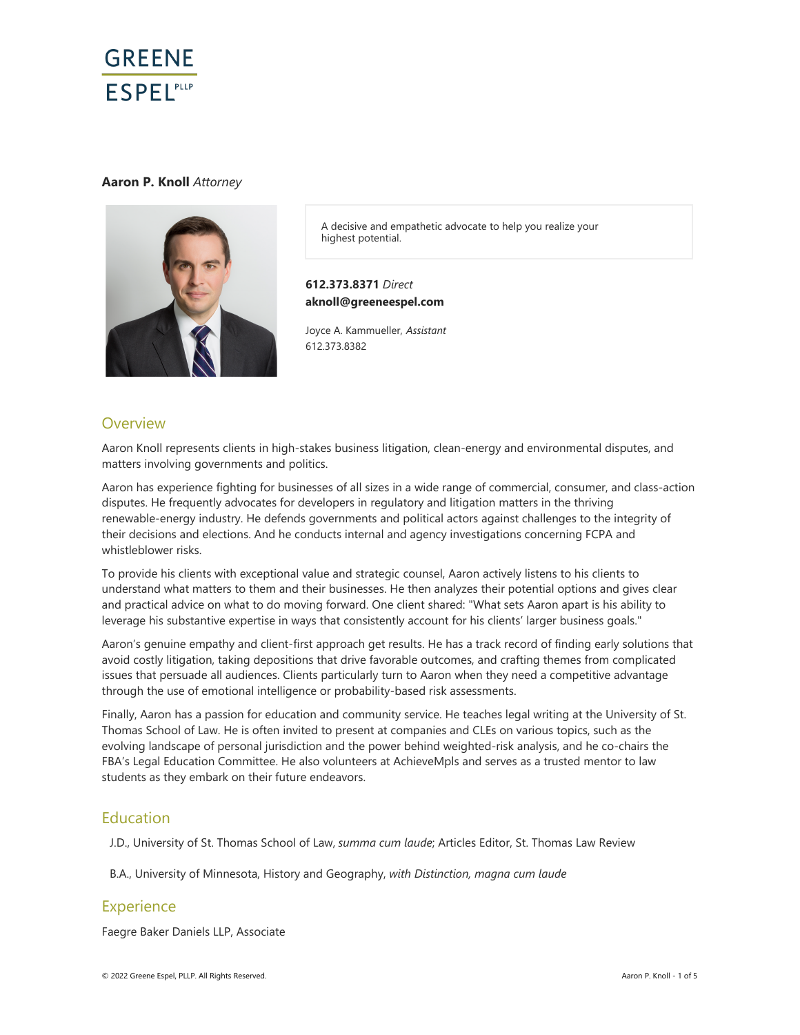GREENE ESPEL PLLP

**Aaron P. Knoll** *Attorney*

A decisive and empathetic advocate to help you realize your highest potential.

**612.373.8371** *Direct*
**aknoll@greeneespel.com**

Joyce A. Kammueller, *Assistant*
612.373.8382

## Overview

Aaron Knoll represents clients in high-stakes business litigation, clean-energy and environmental disputes, and matters involving governments and politics.

Aaron has experience fighting for businesses of all sizes in a wide range of commercial, consumer, and class-action disputes. He frequently advocates for developers in regulatory and litigation matters in the thriving renewable-energy industry. He defends governments and political actors against challenges to the integrity of their decisions and elections. And he conducts internal and agency investigations concerning FCPA and whistleblower risks.

To provide his clients with exceptional value and strategic counsel, Aaron actively listens to his clients to understand what matters to them and their businesses. He then analyzes their potential options and gives clear and practical advice on what to do moving forward. One client shared: "What sets Aaron apart is his ability to leverage his substantive expertise in ways that consistently account for his clients' larger business goals."

Aaron's genuine empathy and client-first approach get results. He has a track record of finding early solutions that avoid costly litigation, taking depositions that drive favorable outcomes, and crafting themes from complicated issues that persuade all audiences. Clients particularly turn to Aaron when they need a competitive advantage through the use of emotional intelligence or probability-based risk assessments.

Finally, Aaron has a passion for education and community service. He teaches legal writing at the University of St. Thomas School of Law. He is often invited to present at companies and CLEs on various topics, such as the evolving landscape of personal jurisdiction and the power behind weighted-risk analysis, and he co-chairs the FBA's Legal Education Committee. He also volunteers at AchieveMpls and serves as a trusted mentor to law students as they embark on their future endeavors.

## Education

J.D., University of St. Thomas School of Law, *summa cum laude*; Articles Editor, St. Thomas Law Review

B.A., University of Minnesota, History and Geography, *with Distinction, magna cum laude*

## Experience

Faegre Baker Daniels LLP, Associate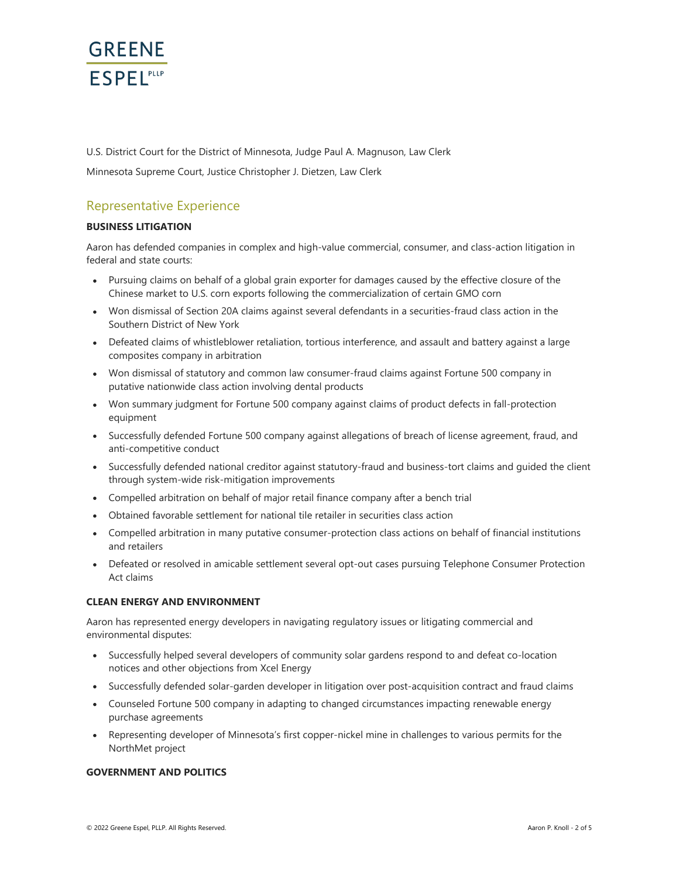U.S. District Court for the District of Minnesota, Judge Paul A. Magnuson, Law Clerk

Minnesota Supreme Court, Justice Christopher J. Dietzen, Law Clerk

## Representative Experience

### BUSINESS LITIGATION

Aaron has defended companies in complex and high-value commercial, consumer, and class-action litigation in federal and state courts:

- Pursuing claims on behalf of a global grain exporter for damages caused by the effective closure of the Chinese market to U.S. corn exports following the commercialization of certain GMO corn
- Won dismissal of Section 20A claims against several defendants in a securities-fraud class action in the Southern District of New York
- Defeated claims of whistleblower retaliation, tortious interference, and assault and battery against a large composites company in arbitration
- Won dismissal of statutory and common law consumer-fraud claims against Fortune 500 company in putative nationwide class action involving dental products
- Won summary judgment for Fortune 500 company against claims of product defects in fall-protection equipment
- Successfully defended Fortune 500 company against allegations of breach of license agreement, fraud, and anti-competitive conduct
- Successfully defended national creditor against statutory-fraud and business-tort claims and guided the client through system-wide risk-mitigation improvements
- Compelled arbitration on behalf of major retail finance company after a bench trial
- Obtained favorable settlement for national tile retailer in securities class action
- Compelled arbitration in many putative consumer-protection class actions on behalf of financial institutions and retailers
- Defeated or resolved in amicable settlement several opt-out cases pursuing Telephone Consumer Protection Act claims

### CLEAN ENERGY AND ENVIRONMENT

Aaron has represented energy developers in navigating regulatory issues or litigating commercial and environmental disputes:

- Successfully helped several developers of community solar gardens respond to and defeat co-location notices and other objections from Xcel Energy
- Successfully defended solar-garden developer in litigation over post-acquisition contract and fraud claims
- Counseled Fortune 500 company in adapting to changed circumstances impacting renewable energy purchase agreements
- Representing developer of Minnesota's first copper-nickel mine in challenges to various permits for the NorthMet project

### GOVERNMENT AND POLITICS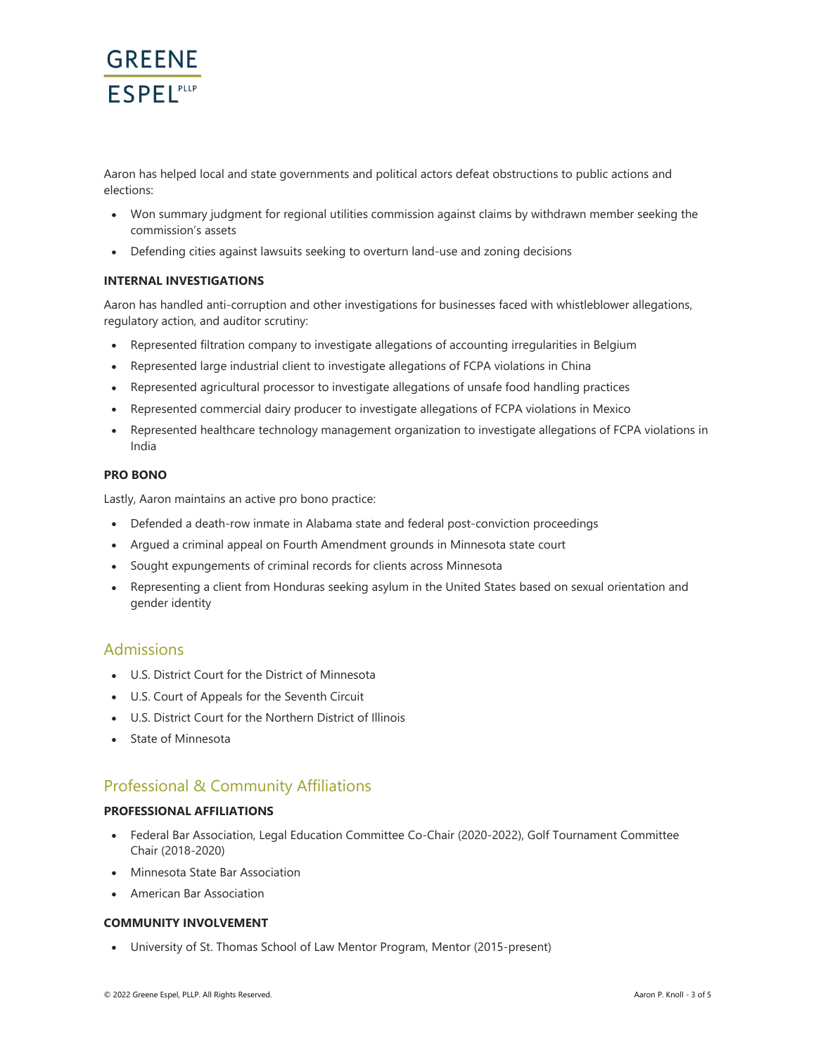Aaron has helped local and state governments and political actors defeat obstructions to public actions and elections:

- Won summary judgment for regional utilities commission against claims by withdrawn member seeking the commission's assets
- Defending cities against lawsuits seeking to overturn land-use and zoning decisions

**INTERNAL INVESTIGATIONS**

Aaron has handled anti-corruption and other investigations for businesses faced with whistleblower allegations, regulatory action, and auditor scrutiny:

- Represented filtration company to investigate allegations of accounting irregularities in Belgium
- Represented large industrial client to investigate allegations of FCPA violations in China
- Represented agricultural processor to investigate allegations of unsafe food handling practices
- Represented commercial dairy producer to investigate allegations of FCPA violations in Mexico
- Represented healthcare technology management organization to investigate allegations of FCPA violations in India

**PRO BONO**

Lastly, Aaron maintains an active pro bono practice:

- Defended a death-row inmate in Alabama state and federal post-conviction proceedings
- Argued a criminal appeal on Fourth Amendment grounds in Minnesota state court
- Sought expungements of criminal records for clients across Minnesota
- Representing a client from Honduras seeking asylum in the United States based on sexual orientation and gender identity

## Admissions

- U.S. District Court for the District of Minnesota
- U.S. Court of Appeals for the Seventh Circuit
- U.S. District Court for the Northern District of Illinois
- State of Minnesota

## Professional & Community Affiliations

**PROFESSIONAL AFFILIATIONS**

- Federal Bar Association, Legal Education Committee Co-Chair (2020-2022), Golf Tournament Committee Chair (2018-2020)
- Minnesota State Bar Association
- American Bar Association

**COMMUNITY INVOLVEMENT**

- University of St. Thomas School of Law Mentor Program, Mentor (2015-present)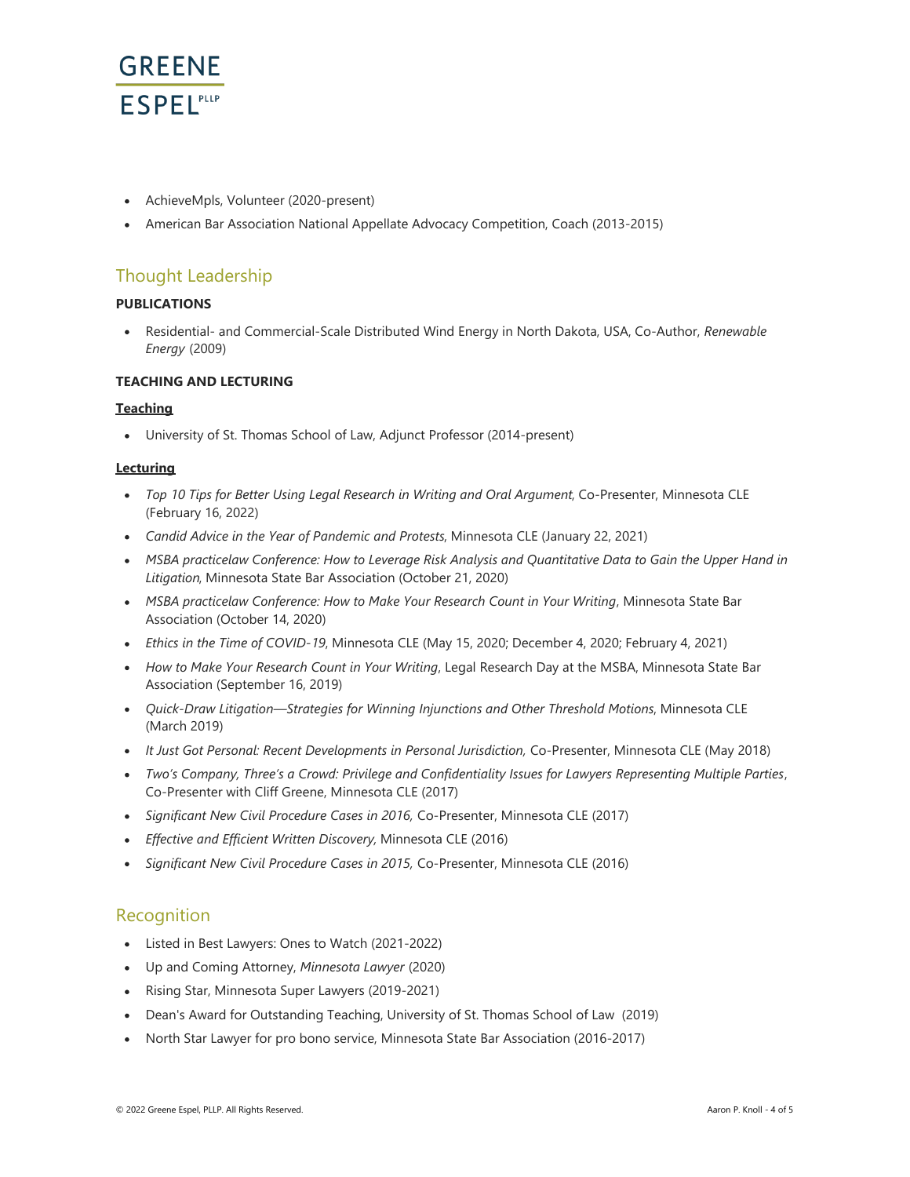- AchieveMpls, Volunteer (2020-present)
- American Bar Association National Appellate Advocacy Competition, Coach (2013-2015)

## Thought Leadership

### PUBLICATIONS

- Residential- and Commercial-Scale Distributed Wind Energy in North Dakota, USA, Co-Author, *Renewable Energy* (2009)

### TEACHING AND LECTURING

**Teaching**

- University of St. Thomas School of Law, Adjunct Professor (2014-present)

**Lecturing**

- *Top 10 Tips for Better Using Legal Research in Writing and Oral Argument*, Co-Presenter, Minnesota CLE (February 16, 2022)
- *Candid Advice in the Year of Pandemic and Protests*, Minnesota CLE (January 22, 2021)
- *MSBA practicelaw Conference: How to Leverage Risk Analysis and Quantitative Data to Gain the Upper Hand in Litigation*, Minnesota State Bar Association (October 21, 2020)
- *MSBA practicelaw Conference: How to Make Your Research Count in Your Writing*, Minnesota State Bar Association (October 14, 2020)
- *Ethics in the Time of COVID-19*, Minnesota CLE (May 15, 2020; December 4, 2020; February 4, 2021)
- *How to Make Your Research Count in Your Writing*, Legal Research Day at the MSBA, Minnesota State Bar Association (September 16, 2019)
- *Quick-Draw Litigation—Strategies for Winning Injunctions and Other Threshold Motions*, Minnesota CLE (March 2019)
- *It Just Got Personal: Recent Developments in Personal Jurisdiction,* Co-Presenter, Minnesota CLE (May 2018)
- *Two's Company, Three's a Crowd: Privilege and Confidentiality Issues for Lawyers Representing Multiple Parties*, Co-Presenter with Cliff Greene, Minnesota CLE (2017)
- *Significant New Civil Procedure Cases in 2016,* Co-Presenter, Minnesota CLE (2017)
- *Effective and Efficient Written Discovery,* Minnesota CLE (2016)
- *Significant New Civil Procedure Cases in 2015,* Co-Presenter, Minnesota CLE (2016)

## Recognition

- Listed in Best Lawyers: Ones to Watch (2021-2022)
- Up and Coming Attorney, *Minnesota Lawyer* (2020)
- Rising Star, Minnesota Super Lawyers (2019-2021)
- Dean's Award for Outstanding Teaching, University of St. Thomas School of Law (2019)
- North Star Lawyer for pro bono service, Minnesota State Bar Association (2016-2017)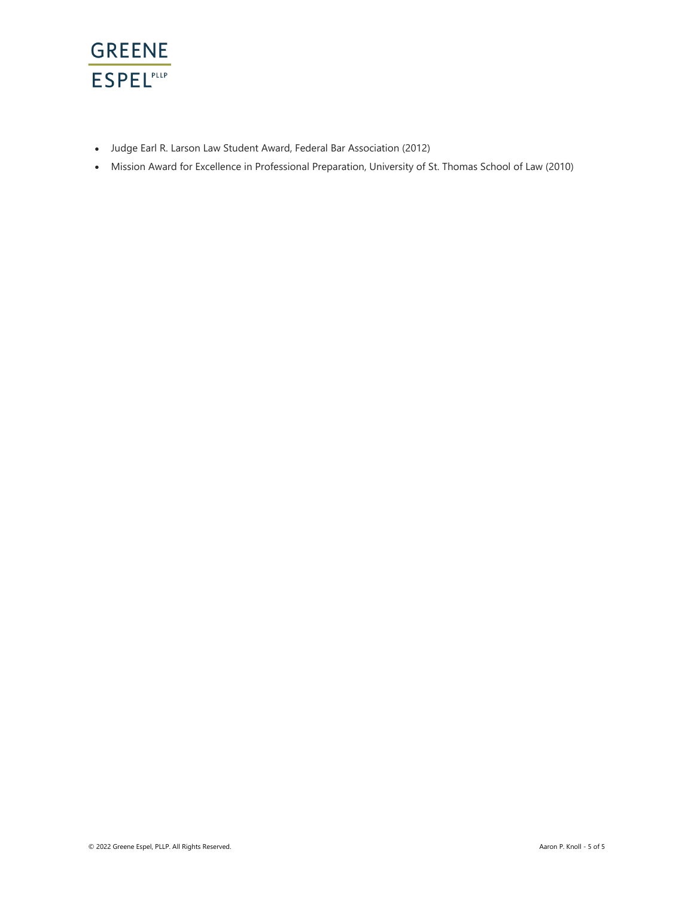- Judge Earl R. Larson Law Student Award, Federal Bar Association (2012)
- Mission Award for Excellence in Professional Preparation, University of St. Thomas School of Law (2010)